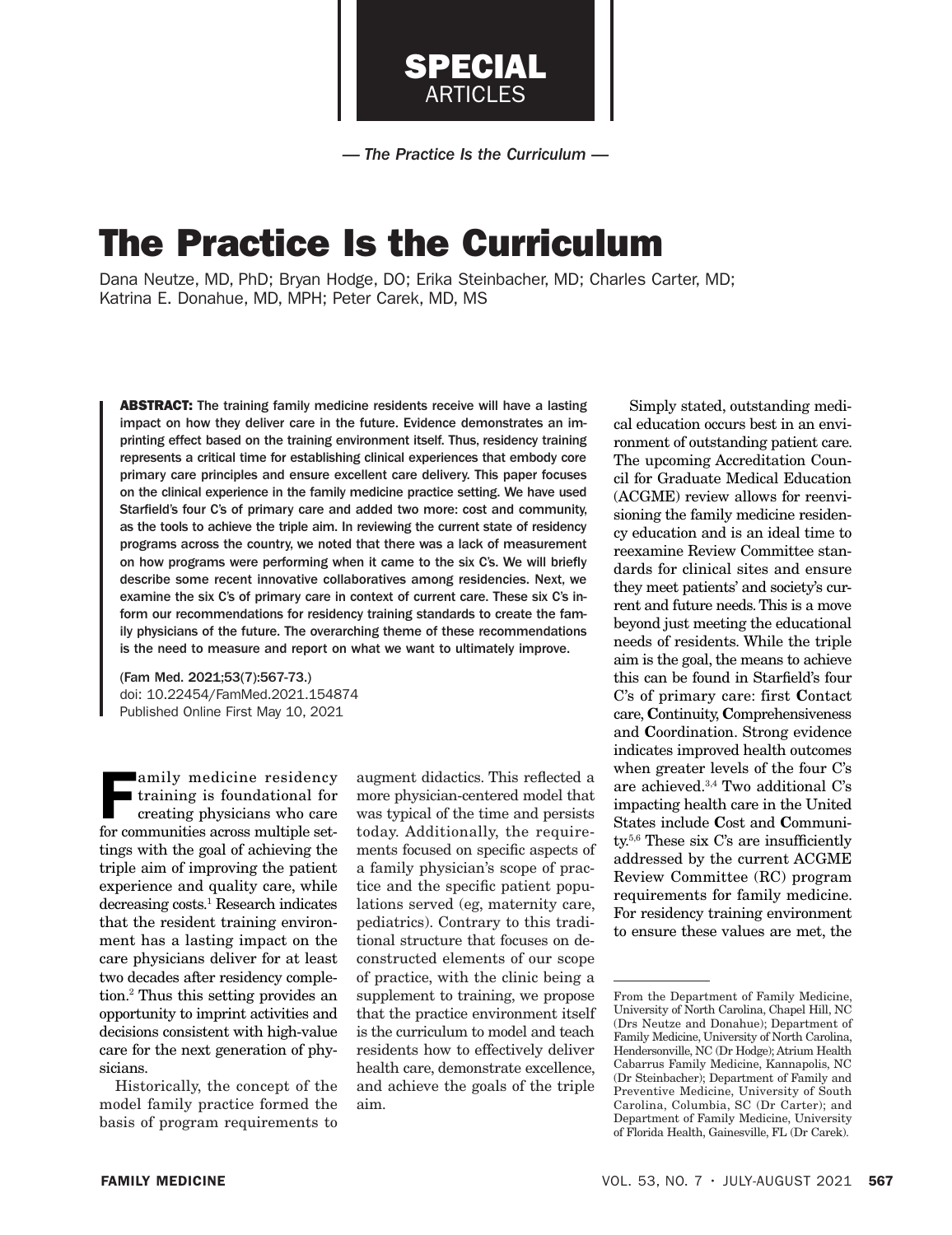# The Practice Is the Curriculum

Dana Neutze, MD, PhD; Bryan Hodge, DO; Erika Steinbacher, MD; Charles Carter, MD; Katrina E. Donahue, MD, MPH; Peter Carek, MD, MS

**ABSTRACT:** The training family medicine residents receive will have a lasting impact on how they deliver care in the future. Evidence demonstrates an imprinting effect based on the training environment itself. Thus, residency training represents a critical time for establishing clinical experiences that embody core primary care principles and ensure excellent care delivery. This paper focuses on the clinical experience in the family medicine practice setting. We have used Starfield's four C's of primary care and added two more: cost and community, as the tools to achieve the triple aim. In reviewing the current state of residency programs across the country, we noted that there was a lack of measurement on how programs were performing when it came to the six C's. We will briefly describe some recent innovative collaboratives among residencies. Next, we examine the six C's of primary care in context of current care. These six C's inform our recommendations for residency training standards to create the family physicians of the future. The overarching theme of these recommendations is the need to measure and report on what we want to ultimately improve.

(Fam Med. 2021;53(7):567-73.)
doi: 10.22454/FamMed.2021.154874
Published Online First May 10, 2021

Family medicine residency training is foundational for creating physicians who care for communities across multiple settings with the goal of achieving the triple aim of improving the patient experience and quality care, while decreasing costs.[1] Research indicates that the resident training environment has a lasting impact on the care physicians deliver for at least two decades after residency completion.[2] Thus this setting provides an opportunity to imprint activities and decisions consistent with high-value care for the next generation of physicians.

Historically, the concept of the model family practice formed the basis of program requirements to augment didactics. This reflected a more physician-centered model that was typical of the time and persists today. Additionally, the requirements focused on specific aspects of a family physician's scope of practice and the specific patient populations served (eg, maternity care, pediatrics). Contrary to this traditional structure that focuses on deconstructed elements of our scope of practice, with the clinic being a supplement to training, we propose that the practice environment itself is the curriculum to model and teach residents how to effectively deliver health care, demonstrate excellence, and achieve the goals of the triple aim.

Simply stated, outstanding medical education occurs best in an environment of outstanding patient care. The upcoming Accreditation Council for Graduate Medical Education (ACGME) review allows for reenvisioning the family medicine residency education and is an ideal time to reexamine Review Committee standards for clinical sites and ensure they meet patients' and society's current and future needs. This is a move beyond just meeting the educational needs of residents. While the triple aim is the goal, the means to achieve this can be found in Starfield's four C's of primary care: first **C**ontact care, **C**ontinuity, **C**omprehensiveness and **C**oordination. Strong evidence indicates improved health outcomes when greater levels of the four C's are achieved.[3,4] Two additional C's impacting health care in the United States include **C**ost and **C**ommunity.[5,6] These six C's are insufficiently addressed by the current ACGME Review Committee (RC) program requirements for family medicine. For residency training environment to ensure these values are met, the

From the Department of Family Medicine, University of North Carolina, Chapel Hill, NC (Drs Neutze and Donahue); Department of Family Medicine, University of North Carolina, Hendersonville, NC (Dr Hodge); Atrium Health Cabarrus Family Medicine, Kannapolis, NC (Dr Steinbacher); Department of Family and Preventive Medicine, University of South Carolina, Columbia, SC (Dr Carter); and Department of Family Medicine, University of Florida Health, Gainesville, FL (Dr Carek).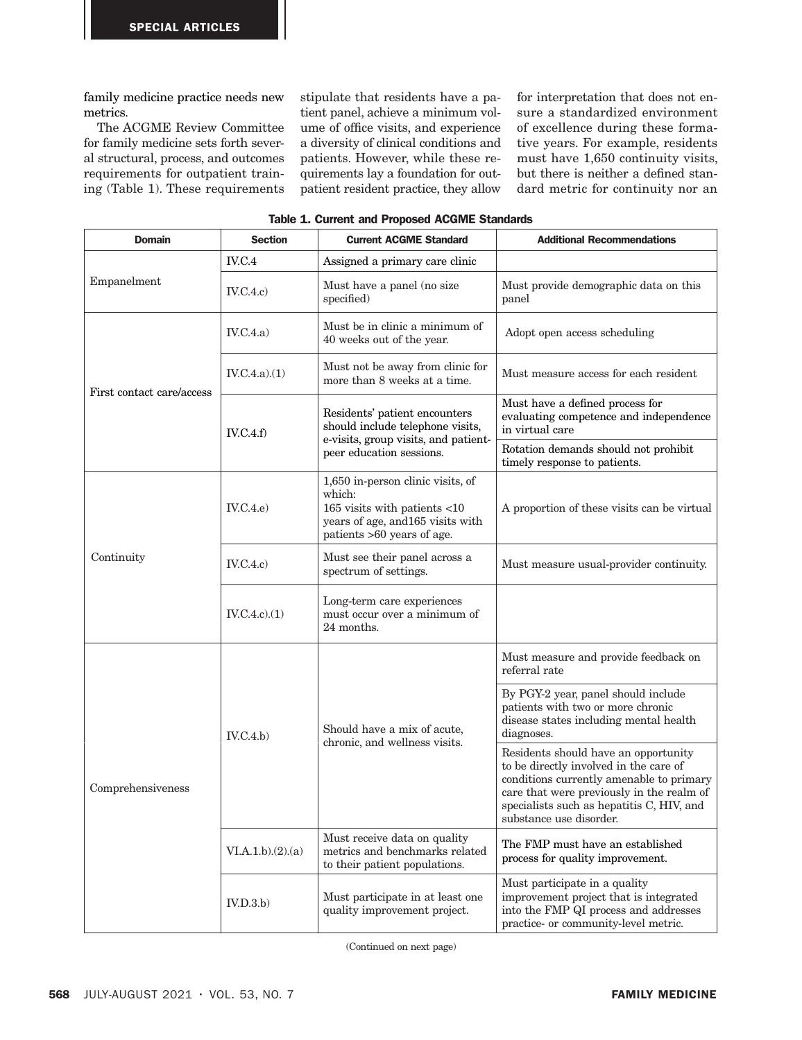family medicine practice needs new metrics.

The ACGME Review Committee for family medicine sets forth several structural, process, and outcomes requirements for outpatient training (Table 1). These requirements stipulate that residents have a patient panel, achieve a minimum volume of office visits, and experience a diversity of clinical conditions and patients. However, while these requirements lay a foundation for outpatient resident practice, they allow for interpretation that does not ensure a standardized environment of excellence during these formative years. For example, residents must have 1,650 continuity visits, but there is neither a defined standard metric for continuity nor an

**Table 1. Current and Proposed ACGME Standards**

| Domain | Section | Current ACGME Standard | Additional Recommendations |
|---|---|---|---|
| Empanelment | IV.C.4 | Assigned a primary care clinic | |
| | IV.C.4.c) | Must have a panel (no size specified) | Must provide demographic data on this panel |
| First contact care/access | IV.C.4.a) | Must be in clinic a minimum of 40 weeks out of the year. | Adopt open access scheduling |
| | IV.C.4.a).(1) | Must not be away from clinic for more than 8 weeks at a time. | Must measure access for each resident |
| | IV.C.4.f) | Residents' patient encounters should include telephone visits, e-visits, group visits, and patient-peer education sessions. | Must have a defined process for evaluating competence and independence in virtual care |
| | | | Rotation demands should not prohibit timely response to patients. |
| Continuity | IV.C.4.e) | 1,650 in-person clinic visits, of which: 165 visits with patients <10 years of age, and165 visits with patients >60 years of age. | A proportion of these visits can be virtual |
| | IV.C.4.c) | Must see their panel across a spectrum of settings. | Must measure usual-provider continuity. |
| | IV.C.4.c).(1) | Long-term care experiences must occur over a minimum of 24 months. | |
| Comprehensiveness | IV.C.4.b) | Should have a mix of acute, chronic, and wellness visits. | Must measure and provide feedback on referral rate |
| | | | By PGY-2 year, panel should include patients with two or more chronic disease states including mental health diagnoses. |
| | | | Residents should have an opportunity to be directly involved in the care of conditions currently amenable to primary care that were previously in the realm of specialists such as hepatitis C, HIV, and substance use disorder. |
| | VI.A.1.b).(2).(a) | Must receive data on quality metrics and benchmarks related to their patient populations. | The FMP must have an established process for quality improvement. |
| | IV.D.3.b) | Must participate in at least one quality improvement project. | Must participate in a quality improvement project that is integrated into the FMP QI process and addresses practice- or community-level metric. |

(Continued on next page)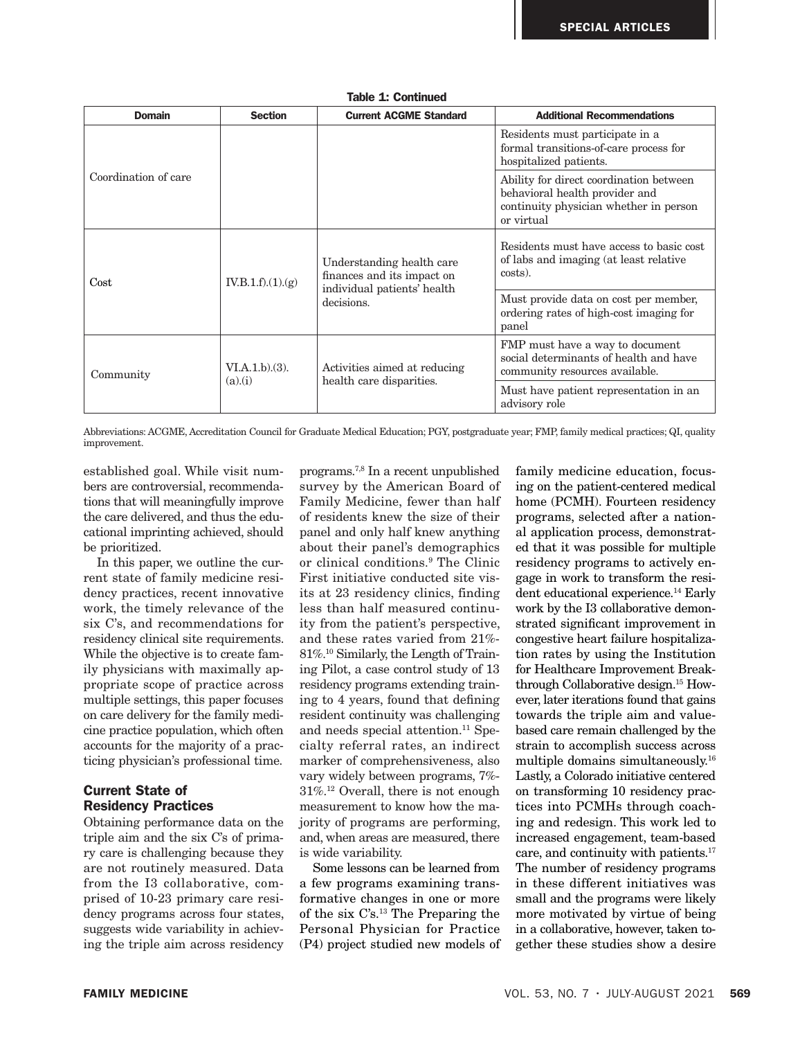**Table 1: Continued**

| Domain | Section | Current ACGME Standard | Additional Recommendations |
|---|---|---|---|
| Coordination of care | | | Residents must participate in a formal transitions-of-care process for hospitalized patients. |
| | | | Ability for direct coordination between behavioral health provider and continuity physician whether in person or virtual |
| Cost | IV.B.1.f).(1).(g) | Understanding health care finances and its impact on individual patients' health decisions. | Residents must have access to basic cost of labs and imaging (at least relative costs). |
| | | | Must provide data on cost per member, ordering rates of high-cost imaging for panel |
| Community | VI.A.1.b).(3).(a).(i) | Activities aimed at reducing health care disparities. | FMP must have a way to document social determinants of health and have community resources available. |
| | | | Must have patient representation in an advisory role |

Abbreviations: ACGME, Accreditation Council for Graduate Medical Education; PGY, postgraduate year; FMP, family medical practices; QI, quality improvement.

established goal. While visit numbers are controversial, recommendations that will meaningfully improve the care delivered, and thus the educational imprinting achieved, should be prioritized.

In this paper, we outline the current state of family medicine residency practices, recent innovative work, the timely relevance of the six C's, and recommendations for residency clinical site requirements. While the objective is to create family physicians with maximally appropriate scope of practice across multiple settings, this paper focuses on care delivery for the family medicine practice population, which often accounts for the majority of a practicing physician's professional time.

## Current State of Residency Practices

Obtaining performance data on the triple aim and the six C's of primary care is challenging because they are not routinely measured. Data from the I3 collaborative, comprised of 10-23 primary care residency programs across four states, suggests wide variability in achieving the triple aim across residency programs.[7,8] In a recent unpublished survey by the American Board of Family Medicine, fewer than half of residents knew the size of their panel and only half knew anything about their panel's demographics or clinical conditions.[9] The Clinic First initiative conducted site visits at 23 residency clinics, finding less than half measured continuity from the patient's perspective, and these rates varied from 21%-81%.[10] Similarly, the Length of Training Pilot, a case control study of 13 residency programs extending training to 4 years, found that defining resident continuity was challenging and needs special attention.[11] Specialty referral rates, an indirect marker of comprehensiveness, also vary widely between programs, 7%-31%.[12] Overall, there is not enough measurement to know how the majority of programs are performing, and, when areas are measured, there is wide variability.

Some lessons can be learned from a few programs examining transformative changes in one or more of the six C's.[13] The Preparing the Personal Physician for Practice (P4) project studied new models of family medicine education, focusing on the patient-centered medical home (PCMH). Fourteen residency programs, selected after a national application process, demonstrated that it was possible for multiple residency programs to actively engage in work to transform the resident educational experience.[14] Early work by the I3 collaborative demonstrated significant improvement in congestive heart failure hospitalization rates by using the Institution for Healthcare Improvement Breakthrough Collaborative design.[15] However, later iterations found that gains towards the triple aim and value-based care remain challenged by the strain to accomplish success across multiple domains simultaneously.[16] Lastly, a Colorado initiative centered on transforming 10 residency practices into PCMHs through coaching and redesign. This work led to increased engagement, team-based care, and continuity with patients.[17] The number of residency programs in these different initiatives was small and the programs were likely more motivated by virtue of being in a collaborative, however, taken together these studies show a desire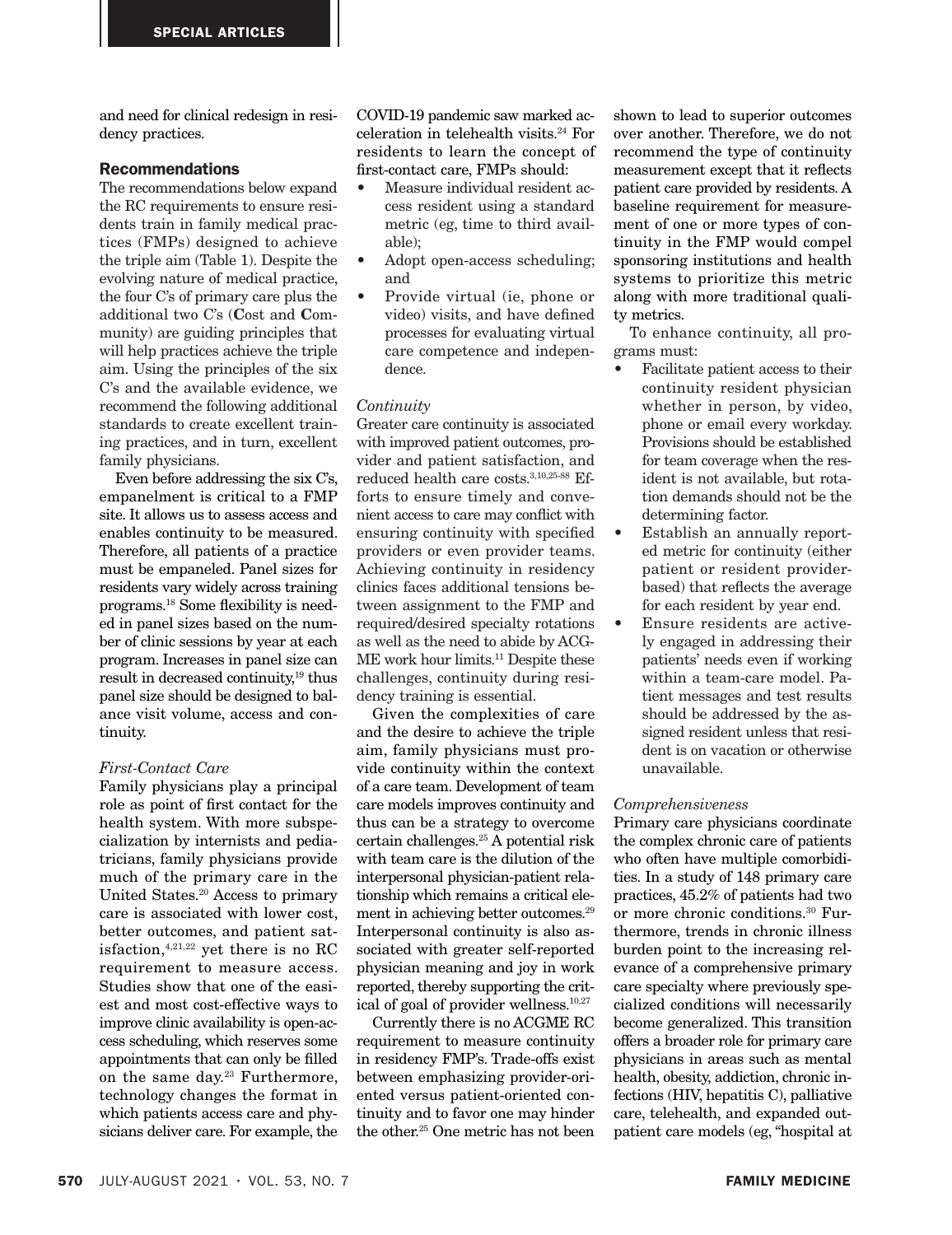and need for clinical redesign in residency practices.

## Recommendations

The recommendations below expand the RC requirements to ensure residents train in family medical practices (FMPs) designed to achieve the triple aim (Table 1). Despite the evolving nature of medical practice, the four C's of primary care plus the additional two C's (**C**ost and **C**ommunity) are guiding principles that will help practices achieve the triple aim. Using the principles of the six C's and the available evidence, we recommend the following additional standards to create excellent training practices, and in turn, excellent family physicians.

Even before addressing the six C's, empanelment is critical to a FMP site. It allows us to assess access and enables continuity to be measured. Therefore, all patients of a practice must be empaneled. Panel sizes for residents vary widely across training programs.[18] Some flexibility is needed in panel sizes based on the number of clinic sessions by year at each program. Increases in panel size can result in decreased continuity,[19] thus panel size should be designed to balance visit volume, access and continuity.

### *First-Contact Care*

Family physicians play a principal role as point of first contact for the health system. With more subspecialization by internists and pediatricians, family physicians provide much of the primary care in the United States.[20] Access to primary care is associated with lower cost, better outcomes, and patient satisfaction,[4,21,22] yet there is no RC requirement to measure access. Studies show that one of the easiest and most cost-effective ways to improve clinic availability is open-access scheduling, which reserves some appointments that can only be filled on the same day.[23] Furthermore, technology changes the format in which patients access care and physicians deliver care. For example, the COVID-19 pandemic saw marked acceleration in telehealth visits.[24] For residents to learn the concept of first-contact care, FMPs should:

- Measure individual resident access resident using a standard metric (eg, time to third available);
- Adopt open-access scheduling; and
- Provide virtual (ie, phone or video) visits, and have defined processes for evaluating virtual care competence and independence.

### *Continuity*

Greater care continuity is associated with improved patient outcomes, provider and patient satisfaction, and reduced health care costs.[3,10,25-88] Efforts to ensure timely and convenient access to care may conflict with ensuring continuity with specified providers or even provider teams. Achieving continuity in residency clinics faces additional tensions between assignment to the FMP and required/desired specialty rotations as well as the need to abide by ACGME work hour limits.[11] Despite these challenges, continuity during residency training is essential.

Given the complexities of care and the desire to achieve the triple aim, family physicians must provide continuity within the context of a care team. Development of team care models improves continuity and thus can be a strategy to overcome certain challenges.[25] A potential risk with team care is the dilution of the interpersonal physician-patient relationship which remains a critical element in achieving better outcomes.[29] Interpersonal continuity is also associated with greater self-reported physician meaning and joy in work reported, thereby supporting the critical of goal of provider wellness.[10,27]

Currently there is no ACGME RC requirement to measure continuity in residency FMP's. Trade-offs exist between emphasizing provider-oriented versus patient-oriented continuity and to favor one may hinder the other.[25] One metric has not been shown to lead to superior outcomes over another. Therefore, we do not recommend the type of continuity measurement except that it reflects patient care provided by residents. A baseline requirement for measurement of one or more types of continuity in the FMP would compel sponsoring institutions and health systems to prioritize this metric along with more traditional quality metrics.

To enhance continuity, all programs must:

- Facilitate patient access to their continuity resident physician whether in person, by video, phone or email every workday. Provisions should be established for team coverage when the resident is not available, but rotation demands should not be the determining factor.
- Establish an annually reported metric for continuity (either patient or resident provider-based) that reflects the average for each resident by year end.
- Ensure residents are actively engaged in addressing their patients' needs even if working within a team-care model. Patient messages and test results should be addressed by the assigned resident unless that resident is on vacation or otherwise unavailable.

### *Comprehensiveness*

Primary care physicians coordinate the complex chronic care of patients who often have multiple comorbidities. In a study of 148 primary care practices, 45.2% of patients had two or more chronic conditions.[30] Furthermore, trends in chronic illness burden point to the increasing relevance of a comprehensive primary care specialty where previously specialized conditions will necessarily become generalized. This transition offers a broader role for primary care physicians in areas such as mental health, obesity, addiction, chronic infections (HIV, hepatitis C), palliative care, telehealth, and expanded outpatient care models (eg, "hospital at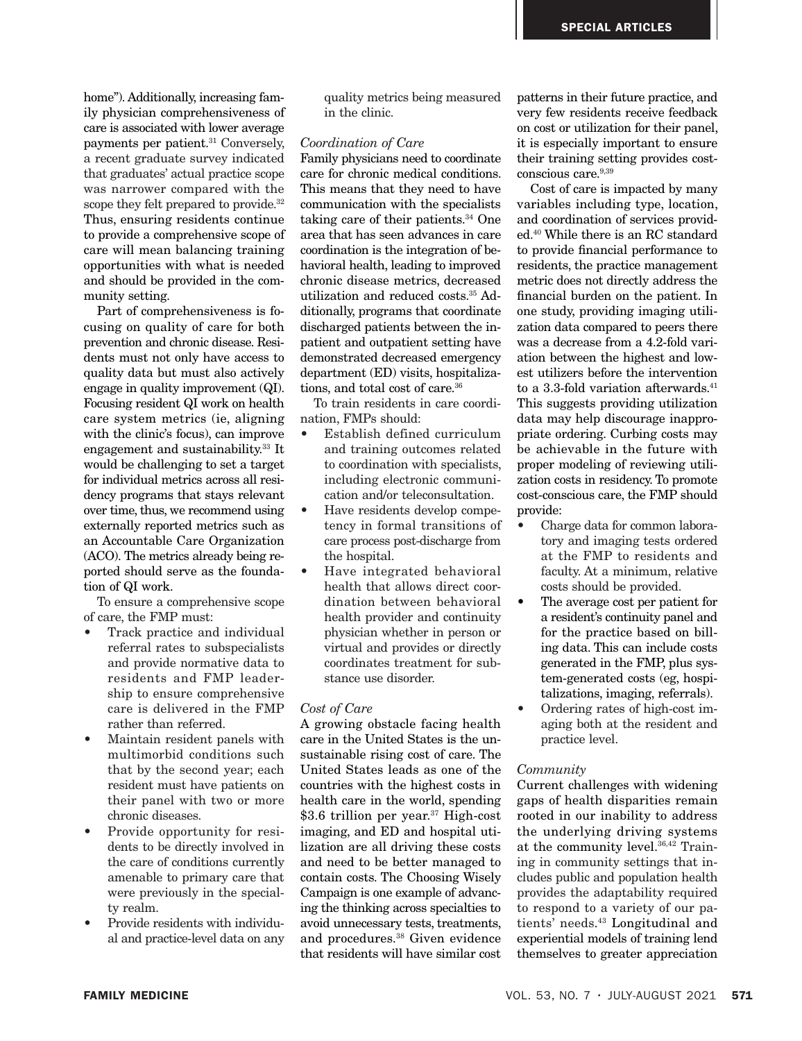home"). Additionally, increasing family physician comprehensiveness of care is associated with lower average payments per patient.[31] Conversely, a recent graduate survey indicated that graduates' actual practice scope was narrower compared with the scope they felt prepared to provide.[32] Thus, ensuring residents continue to provide a comprehensive scope of care will mean balancing training opportunities with what is needed and should be provided in the community setting.

Part of comprehensiveness is focusing on quality of care for both prevention and chronic disease. Residents must not only have access to quality data but must also actively engage in quality improvement (QI). Focusing resident QI work on health care system metrics (ie, aligning with the clinic's focus), can improve engagement and sustainability.[33] It would be challenging to set a target for individual metrics across all residency programs that stays relevant over time, thus, we recommend using externally reported metrics such as an Accountable Care Organization (ACO). The metrics already being reported should serve as the foundation of QI work.

To ensure a comprehensive scope of care, the FMP must:

- Track practice and individual referral rates to subspecialists and provide normative data to residents and FMP leadership to ensure comprehensive care is delivered in the FMP rather than referred.
- Maintain resident panels with multimorbid conditions such that by the second year; each resident must have patients on their panel with two or more chronic diseases.
- Provide opportunity for residents to be directly involved in the care of conditions currently amenable to primary care that were previously in the specialty realm.
- Provide residents with individual and practice-level data on any quality metrics being measured in the clinic.

*Coordination of Care*

Family physicians need to coordinate care for chronic medical conditions. This means that they need to have communication with the specialists taking care of their patients.[34] One area that has seen advances in care coordination is the integration of behavioral health, leading to improved chronic disease metrics, decreased utilization and reduced costs.[35] Additionally, programs that coordinate discharged patients between the inpatient and outpatient setting have demonstrated decreased emergency department (ED) visits, hospitalizations, and total cost of care.[36]

To train residents in care coordination, FMPs should:

- Establish defined curriculum and training outcomes related to coordination with specialists, including electronic communication and/or teleconsultation.
- Have residents develop competency in formal transitions of care process post-discharge from the hospital.
- Have integrated behavioral health that allows direct coordination between behavioral health provider and continuity physician whether in person or virtual and provides or directly coordinates treatment for substance use disorder.

*Cost of Care*

A growing obstacle facing health care in the United States is the unsustainable rising cost of care. The United States leads as one of the countries with the highest costs in health care in the world, spending \$3.6 trillion per year.[37] High-cost imaging, and ED and hospital utilization are all driving these costs and need to be better managed to contain costs. The Choosing Wisely Campaign is one example of advancing the thinking across specialties to avoid unnecessary tests, treatments, and procedures.[38] Given evidence that residents will have similar cost patterns in their future practice, and very few residents receive feedback on cost or utilization for their panel, it is especially important to ensure their training setting provides cost-conscious care.[9,39]

Cost of care is impacted by many variables including type, location, and coordination of services provided.[40] While there is an RC standard to provide financial performance to residents, the practice management metric does not directly address the financial burden on the patient. In one study, providing imaging utilization data compared to peers there was a decrease from a 4.2-fold variation between the highest and lowest utilizers before the intervention to a 3.3-fold variation afterwards.[41] This suggests providing utilization data may help discourage inappropriate ordering. Curbing costs may be achievable in the future with proper modeling of reviewing utilization costs in residency. To promote cost-conscious care, the FMP should provide:

- Charge data for common laboratory and imaging tests ordered at the FMP to residents and faculty. At a minimum, relative costs should be provided.
- The average cost per patient for a resident's continuity panel and for the practice based on billing data. This can include costs generated in the FMP, plus system-generated costs (eg, hospitalizations, imaging, referrals).
- Ordering rates of high-cost imaging both at the resident and practice level.

*Community*

Current challenges with widening gaps of health disparities remain rooted in our inability to address the underlying driving systems at the community level.[36,42] Training in community settings that includes public and population health provides the adaptability required to respond to a variety of our patients' needs.[43] Longitudinal and experiential models of training lend themselves to greater appreciation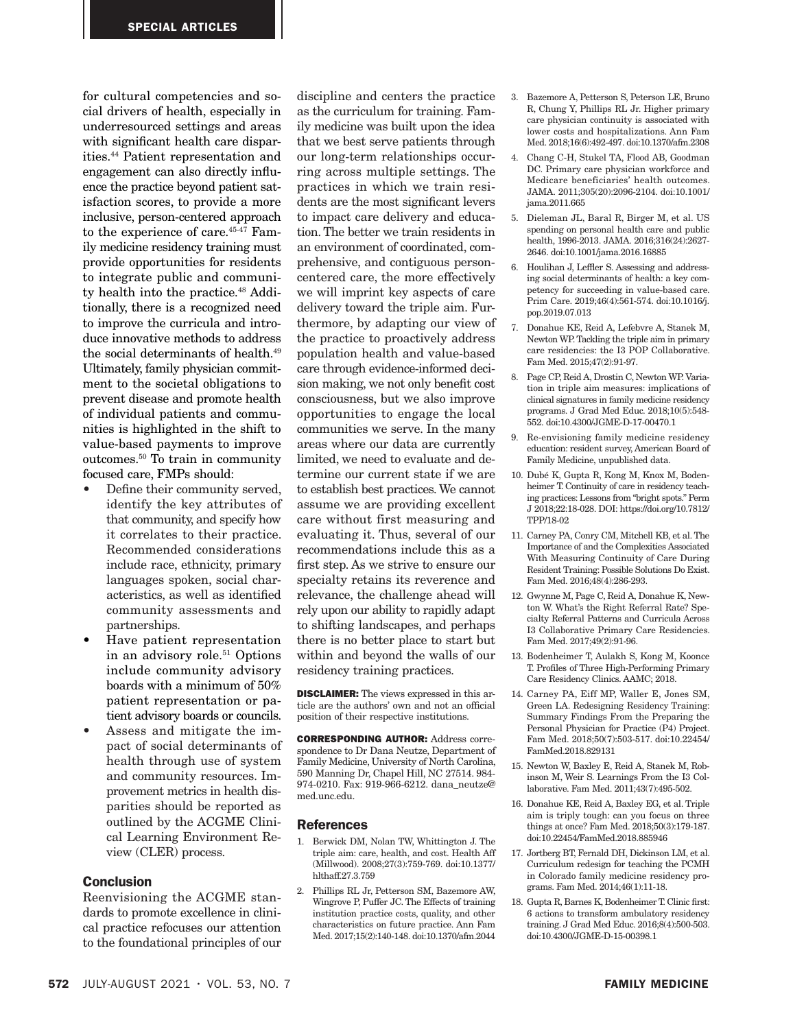for cultural competencies and social drivers of health, especially in underresourced settings and areas with significant health care disparities.[44] Patient representation and engagement can also directly influence the practice beyond patient satisfaction scores, to provide a more inclusive, person-centered approach to the experience of care.[45-47] Family medicine residency training must provide opportunities for residents to integrate public and community health into the practice.[48] Additionally, there is a recognized need to improve the curricula and introduce innovative methods to address the social determinants of health.[49] Ultimately, family physician commitment to the societal obligations to prevent disease and promote health of individual patients and communities is highlighted in the shift to value-based payments to improve outcomes.[50] To train in community focused care, FMPs should:

- Define their community served, identify the key attributes of that community, and specify how it correlates to their practice. Recommended considerations include race, ethnicity, primary languages spoken, social characteristics, as well as identified community assessments and partnerships.
- Have patient representation in an advisory role.[51] Options include community advisory boards with a minimum of 50% patient representation or patient advisory boards or councils.
- Assess and mitigate the impact of social determinants of health through use of system and community resources. Improvement metrics in health disparities should be reported as outlined by the ACGME Clinical Learning Environment Review (CLER) process.

## Conclusion

Reenvisioning the ACGME standards to promote excellence in clinical practice refocuses our attention to the foundational principles of our discipline and centers the practice as the curriculum for training. Family medicine was built upon the idea that we best serve patients through our long-term relationships occurring across multiple settings. The practices in which we train residents are the most significant levers to impact care delivery and education. The better we train residents in an environment of coordinated, comprehensive, and contiguous person-centered care, the more effectively we will imprint key aspects of care delivery toward the triple aim. Furthermore, by adapting our view of the practice to proactively address population health and value-based care through evidence-informed decision making, we not only benefit cost consciousness, but we also improve opportunities to engage the local communities we serve. In the many areas where our data are currently limited, we need to evaluate and determine our current state if we are to establish best practices. We cannot assume we are providing excellent care without first measuring and evaluating it. Thus, several of our recommendations include this as a first step. As we strive to ensure our specialty retains its reverence and relevance, the challenge ahead will rely upon our ability to rapidly adapt to shifting landscapes, and perhaps there is no better place to start but within and beyond the walls of our residency training practices.

**DISCLAIMER:** The views expressed in this article are the authors' own and not an official position of their respective institutions.

**CORRESPONDING AUTHOR:** Address correspondence to Dr Dana Neutze, Department of Family Medicine, University of North Carolina, 590 Manning Dr, Chapel Hill, NC 27514. 984-974-0210. Fax: 919-966-6212. dana_neutze@med.unc.edu.

## References

1. Berwick DM, Nolan TW, Whittington J. The triple aim: care, health, and cost. Health Aff (Millwood). 2008;27(3):759-769. doi:10.1377/hlthaff.27.3.759
2. Phillips RL Jr, Petterson SM, Bazemore AW, Wingrove P, Puffer JC. The Effects of training institution practice costs, quality, and other characteristics on future practice. Ann Fam Med. 2017;15(2):140-148. doi:10.1370/afm.2044
3. Bazemore A, Petterson S, Peterson LE, Bruno R, Chung Y, Phillips RL Jr. Higher primary care physician continuity is associated with lower costs and hospitalizations. Ann Fam Med. 2018;16(6):492-497. doi:10.1370/afm.2308
4. Chang C-H, Stukel TA, Flood AB, Goodman DC. Primary care physician workforce and Medicare beneficiaries' health outcomes. JAMA. 2011;305(20):2096-2104. doi:10.1001/jama.2011.665
5. Dieleman JL, Baral R, Birger M, et al. US spending on personal health care and public health, 1996-2013. JAMA. 2016;316(24):2627-2646. doi:10.1001/jama.2016.16885
6. Houlihan J, Leffler S. Assessing and addressing social determinants of health: a key competency for succeeding in value-based care. Prim Care. 2019;46(4):561-574. doi:10.1016/j.pop.2019.07.013
7. Donahue KE, Reid A, Lefebvre A, Stanek M, Newton WP. Tackling the triple aim in primary care residencies: the I3 POP Collaborative. Fam Med. 2015;47(2):91-97.
8. Page CP, Reid A, Drostin C, Newton WP. Variation in triple aim measures: implications of clinical signatures in family medicine residency programs. J Grad Med Educ. 2018;10(5):548-552. doi:10.4300/JGME-D-17-00470.1
9. Re-envisioning family medicine residency education: resident survey, American Board of Family Medicine, unpublished data.
10. Dubé K, Gupta R, Kong M, Knox M, Bodenheimer T. Continuity of care in residency teaching practices: Lessons from "bright spots." Perm J 2018;22:18-028. DOI: https://doi.org/10.7812/TPP/18-02
11. Carney PA, Conry CM, Mitchell KB, et al. The Importance of and the Complexities Associated With Measuring Continuity of Care During Resident Training: Possible Solutions Do Exist. Fam Med. 2016;48(4):286-293.
12. Gwynne M, Page C, Reid A, Donahue K, Newton W. What's the Right Referral Rate? Specialty Referral Patterns and Curricula Across I3 Collaborative Primary Care Residencies. Fam Med. 2017;49(2):91-96.
13. Bodenheimer T, Aulakh S, Kong M, Koonce T. Profiles of Three High-Performing Primary Care Residency Clinics. AAMC; 2018.
14. Carney PA, Eiff MP, Waller E, Jones SM, Green LA. Redesigning Residency Training: Summary Findings From the Preparing the Personal Physician for Practice (P4) Project. Fam Med. 2018;50(7):503-517. doi:10.22454/FamMed.2018.829131
15. Newton W, Baxley E, Reid A, Stanek M, Robinson M, Weir S. Learnings From the I3 Collaborative. Fam Med. 2011;43(7):495-502.
16. Donahue KE, Reid A, Baxley EG, et al. Triple aim is triply tough: can you focus on three things at once? Fam Med. 2018;50(3):179-187. doi:10.22454/FamMed.2018.885946
17. Jortberg BT, Fernald DH, Dickinson LM, et al. Curriculum redesign for teaching the PCMH in Colorado family medicine residency programs. Fam Med. 2014;46(1):11-18.
18. Gupta R, Barnes K, Bodenheimer T. Clinic first: 6 actions to transform ambulatory residency training. J Grad Med Educ. 2016;8(4):500-503. doi:10.4300/JGME-D-15-00398.1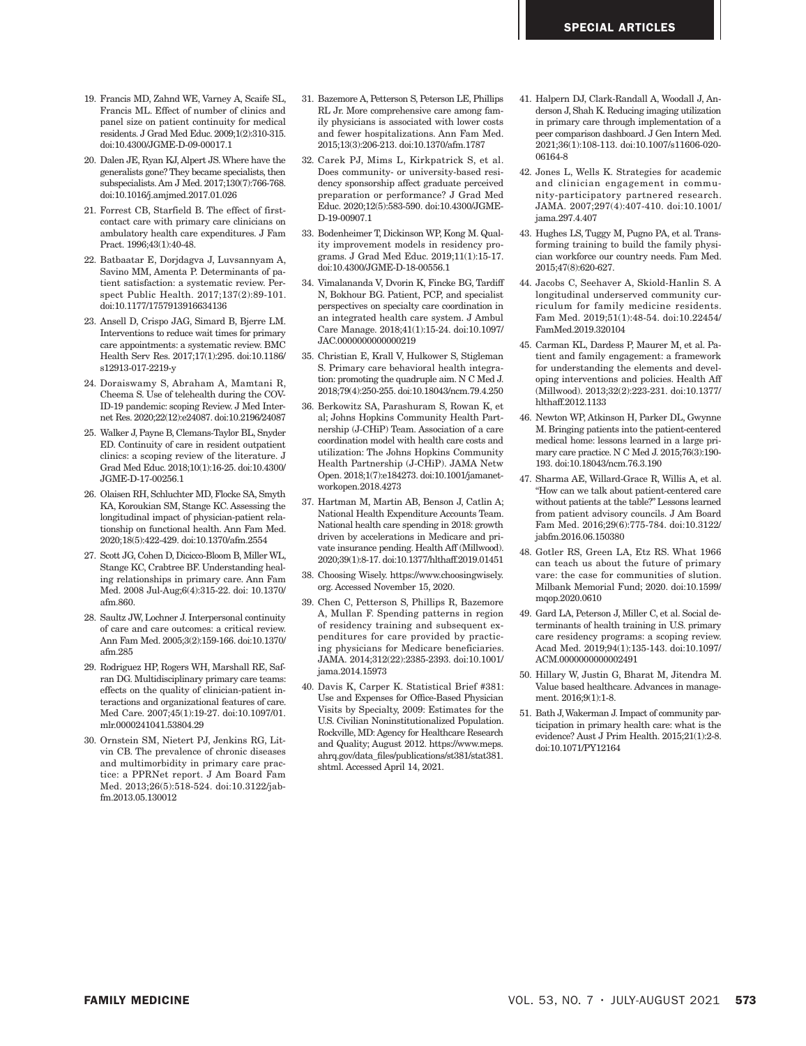19. Francis MD, Zahnd WE, Varney A, Scaife SL, Francis ML. Effect of number of clinics and panel size on patient continuity for medical residents. J Grad Med Educ. 2009;1(2):310-315. doi:10.4300/JGME-D-09-00017.1

20. Dalen JE, Ryan KJ, Alpert JS. Where have the generalists gone? They became specialists, then subspecialists. Am J Med. 2017;130(7):766-768. doi:10.1016/j.amjmed.2017.01.026

21. Forrest CB, Starfield B. The effect of first-contact care with primary care clinicians on ambulatory health care expenditures. J Fam Pract. 1996;43(1):40-48.

22. Batbaatar E, Dorjdagva J, Luvsannyam A, Savino MM, Amenta P. Determinants of patient satisfaction: a systematic review. Perspect Public Health. 2017;137(2):89-101. doi:10.1177/1757913916634136

23. Ansell D, Crispo JAG, Simard B, Bjerre LM. Interventions to reduce wait times for primary care appointments: a systematic review. BMC Health Serv Res. 2017;17(1):295. doi:10.1186/s12913-017-2219-y

24. Doraiswamy S, Abraham A, Mamtani R, Cheema S. Use of telehealth during the COVID-19 pandemic: scoping Review. J Med Internet Res. 2020;22(12):e24087. doi:10.2196/24087

25. Walker J, Payne B, Clemans-Taylor BL, Snyder ED. Continuity of care in resident outpatient clinics: a scoping review of the literature. J Grad Med Educ. 2018;10(1):16-25. doi:10.4300/JGME-D-17-00256.1

26. Olaisen RH, Schluchter MD, Flocke SA, Smyth KA, Koroukian SM, Stange KC. Assessing the longitudinal impact of physician-patient relationship on functional health. Ann Fam Med. 2020;18(5):422-429. doi:10.1370/afm.2554

27. Scott JG, Cohen D, Dicicco-Bloom B, Miller WL, Stange KC, Crabtree BF. Understanding healing relationships in primary care. Ann Fam Med. 2008 Jul-Aug;6(4):315-22. doi: 10.1370/afm.860.

28. Saultz JW, Lochner J. Interpersonal continuity of care and care outcomes: a critical review. Ann Fam Med. 2005;3(2):159-166. doi:10.1370/afm.285

29. Rodriguez HP, Rogers WH, Marshall RE, Safran DG. Multidisciplinary primary care teams: effects on the quality of clinician-patient interactions and organizational features of care. Med Care. 2007;45(1):19-27. doi:10.1097/01.mlr.0000241041.53804.29

30. Ornstein SM, Nietert PJ, Jenkins RG, Litvin CB. The prevalence of chronic diseases and multimorbidity in primary care practice: a PPRNet report. J Am Board Fam Med. 2013;26(5):518-524. doi:10.3122/jabfm.2013.05.130012

31. Bazemore A, Petterson S, Peterson LE, Phillips RL Jr. More comprehensive care among family physicians is associated with lower costs and fewer hospitalizations. Ann Fam Med. 2015;13(3):206-213. doi:10.1370/afm.1787

32. Carek PJ, Mims L, Kirkpatrick S, et al. Does community- or university-based residency sponsorship affect graduate perceived preparation or performance? J Grad Med Educ. 2020;12(5):583-590. doi:10.4300/JGME-D-19-00907.1

33. Bodenheimer T, Dickinson WP, Kong M. Quality improvement models in residency programs. J Grad Med Educ. 2019;11(1):15-17. doi:10.4300/JGME-D-18-00556.1

34. Vimalananda V, Dvorin K, Fincke BG, Tardiff N, Bokhour BG. Patient, PCP, and specialist perspectives on specialty care coordination in an integrated health care system. J Ambul Care Manage. 2018;41(1):15-24. doi:10.1097/JAC.0000000000000219

35. Christian E, Krall V, Hulkower S, Stigleman S. Primary care behavioral health integration: promoting the quadruple aim. N C Med J. 2018;79(4):250-255. doi:10.18043/ncm.79.4.250

36. Berkowitz SA, Parashuram S, Rowan K, et al; Johns Hopkins Community Health Partnership (J-CHiP) Team. Association of a care coordination model with health care costs and utilization: The Johns Hopkins Community Health Partnership (J-CHiP). JAMA Netw Open. 2018;1(7):e184273. doi:10.1001/jamanetworkopen.2018.4273

37. Hartman M, Martin AB, Benson J, Catlin A; National Health Expenditure Accounts Team. National health care spending in 2018: growth driven by accelerations in Medicare and private insurance pending. Health Aff (Millwood). 2020;39(1):8-17. doi:10.1377/hlthaff.2019.01451

38. Choosing Wisely. https://www.choosingwisely.org. Accessed November 15, 2020.

39. Chen C, Petterson S, Phillips R, Bazemore A, Mullan F. Spending patterns in region of residency training and subsequent expenditures for care provided by practicing physicians for Medicare beneficiaries. JAMA. 2014;312(22):2385-2393. doi:10.1001/jama.2014.15973

40. Davis K, Carper K. Statistical Brief #381: Use and Expenses for Office-Based Physician Visits by Specialty, 2009: Estimates for the U.S. Civilian Noninstitutionalized Population. Rockville, MD: Agency for Healthcare Research and Quality; August 2012. https://www.meps.ahrq.gov/data_files/publications/st381/stat381.shtml. Accessed April 14, 2021.

41. Halpern DJ, Clark-Randall A, Woodall J, Anderson J, Shah K. Reducing imaging utilization in primary care through implementation of a peer comparison dashboard. J Gen Intern Med. 2021;36(1):108-113. doi:10.1007/s11606-020-06164-8

42. Jones L, Wells K. Strategies for academic and clinician engagement in community-participatory partnered research. JAMA. 2007;297(4):407-410. doi:10.1001/jama.297.4.407

43. Hughes LS, Tuggy M, Pugno PA, et al. Transforming training to build the family physician workforce our country needs. Fam Med. 2015;47(8):620-627.

44. Jacobs C, Seehaver A, Skiold-Hanlin S. A longitudinal underserved community curriculum for family medicine residents. Fam Med. 2019;51(1):48-54. doi:10.22454/FamMed.2019.320104

45. Carman KL, Dardess P, Maurer M, et al. Patient and family engagement: a framework for understanding the elements and developing interventions and policies. Health Aff (Millwood). 2013;32(2):223-231. doi:10.1377/hlthaff.2012.1133

46. Newton WP, Atkinson H, Parker DL, Gwynne M. Bringing patients into the patient-centered medical home: lessons learned in a large primary care practice. N C Med J. 2015;76(3):190-193. doi:10.18043/ncm.76.3.190

47. Sharma AE, Willard-Grace R, Willis A, et al. "How can we talk about patient-centered care without patients at the table?" Lessons learned from patient advisory councils. J Am Board Fam Med. 2016;29(6):775-784. doi:10.3122/jabfm.2016.06.150380

48. Gotler RS, Green LA, Etz RS. What 1966 can teach us about the future of primary vare: the case for communities of slution. Milbank Memorial Fund; 2020. doi:10.1599/mqop.2020.0610

49. Gard LA, Peterson J, Miller C, et al. Social determinants of health training in U.S. primary care residency programs: a scoping review. Acad Med. 2019;94(1):135-143. doi:10.1097/ACM.0000000000002491

50. Hillary W, Justin G, Bharat M, Jitendra M. Value based healthcare. Advances in management. 2016;9(1):1-8.

51. Bath J, Wakerman J. Impact of community participation in primary health care: what is the evidence? Aust J Prim Health. 2015;21(1):2-8. doi:10.1071/PY12164